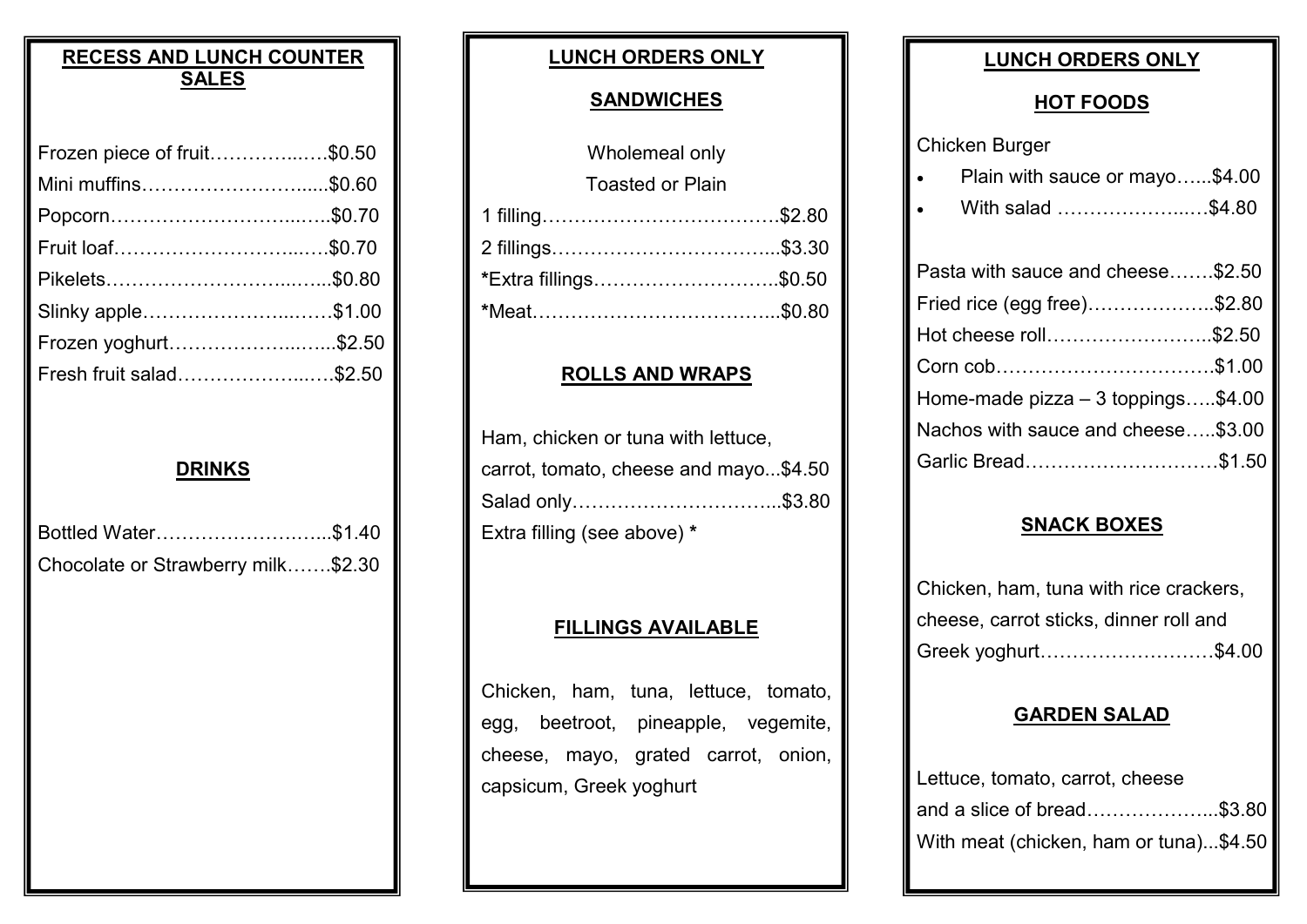## RECESS AND LUNCH COUNTER SALES

Frozen piece of fruit……………..….$0.50
Mini muffins……………………......$0.60
Popcorn……………………...…..$0.70
Fruit loaf…………………………...….$0.70
Pikelets……………………...…....$0.80
Slinky apple……………………...……$1.00
Frozen yoghurt………………...…...$2.50
Fresh fruit salad………………...….$2.50

## DRINKS

Bottled Water……………………...$1.40
Chocolate or Strawberry milk…….$2.30

## LUNCH ORDERS ONLY

### SANDWICHES

Wholemeal only
Toasted or Plain

1 filling……………………………….$2.80
2 fillings……………………………...$3.30
*Extra fillings………………………..$0.50
*Meat………………………………...$0.80

### ROLLS AND WRAPS

Ham, chicken or tuna with lettuce, carrot, tomato, cheese and mayo...$4.50
Salad only…………………………...$3.80
Extra filling (see above) *

### FILLINGS AVAILABLE

Chicken, ham, tuna, lettuce, tomato, egg, beetroot, pineapple, vegemite, cheese, mayo, grated carrot, onion, capsicum, Greek yoghurt

## LUNCH ORDERS ONLY

### HOT FOODS

Chicken Burger

- Plain with sauce or mayo…...$4.00
- With salad ………………...…$4.80

Pasta with sauce and cheese…….$2.50
Fried rice (egg free)………………..$2.80
Hot cheese roll……………………..$2.50
Corn cob……………………………$1.00
Home-made pizza – 3 toppings…..$4.00
Nachos with sauce and cheese…..$3.00
Garlic Bread…………………………$1.50

### SNACK BOXES

Chicken, ham, tuna with rice crackers, cheese, carrot sticks, dinner roll and Greek yoghurt………………………$4.00

### GARDEN SALAD

Lettuce, tomato, carrot, cheese and a slice of bread………………...$3.80
With meat (chicken, ham or tuna)...$4.50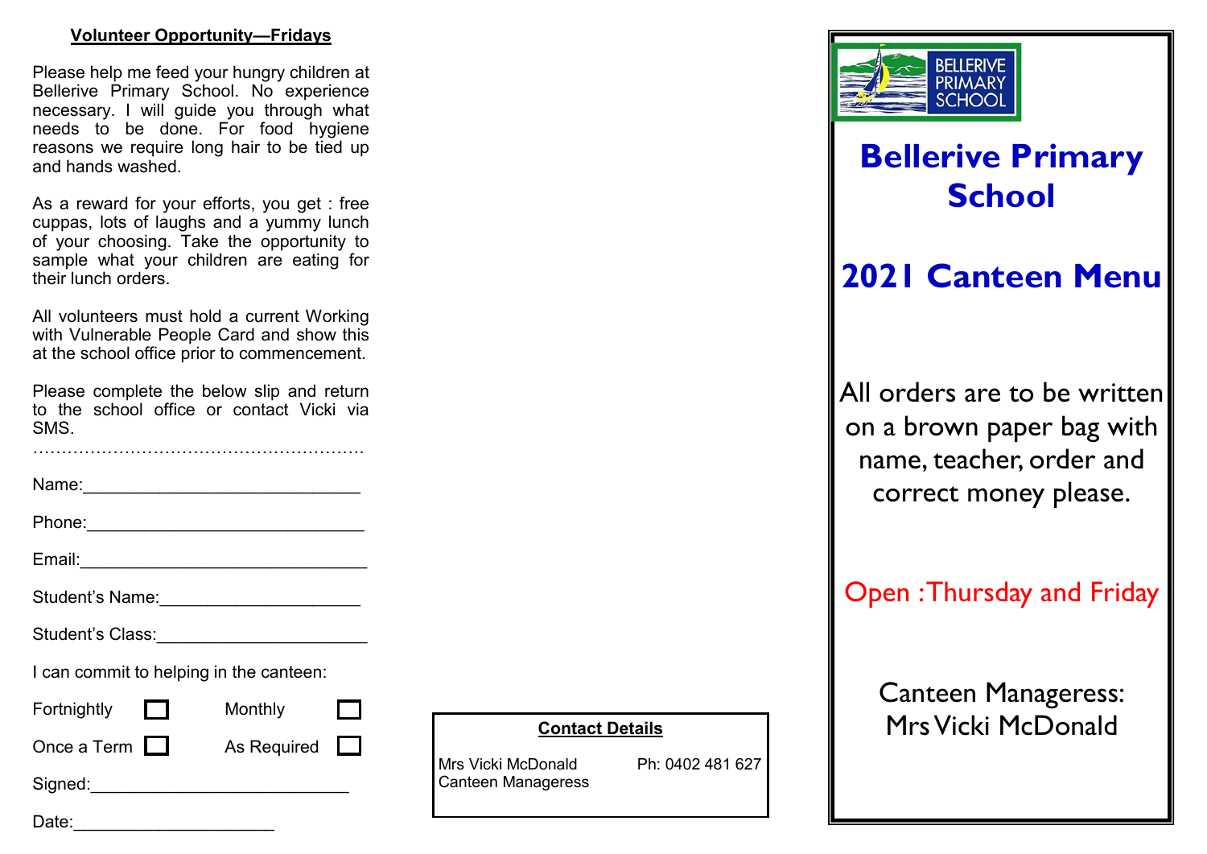**Volunteer Opportunity—Fridays**

Please help me feed your hungry children at Bellerive Primary School. No experience necessary. I will guide you through what needs to be done. For food hygiene reasons we require long hair to be tied up and hands washed.

As a reward for your efforts, you get : free cuppas, lots of laughs and a yummy lunch of your choosing. Take the opportunity to sample what your children are eating for their lunch orders.

All volunteers must hold a current Working with Vulnerable People Card and show this at the school office prior to commencement.

Please complete the below slip and return to the school office or contact Vicki via SMS.

…………………………………………………

Name:_____________________________

Phone:_____________________________

Email:______________________________

Student's Name:_____________________

Student's Class:______________________

I can commit to helping in the canteen:

Fortnightly ☐ Monthly ☐

Once a Term ☐ As Required ☐

Signed:___________________________

Date:_____________________

**Contact Details**

Mrs Vicki McDonald Ph: 0402 481 627
Canteen Manageress

BELLERIVE PRIMARY SCHOOL

# Bellerive Primary School

# 2021 Canteen Menu

All orders are to be written on a brown paper bag with name, teacher, order and correct money please.

Open : Thursday and Friday

Canteen Manageress:
Mrs Vicki McDonald